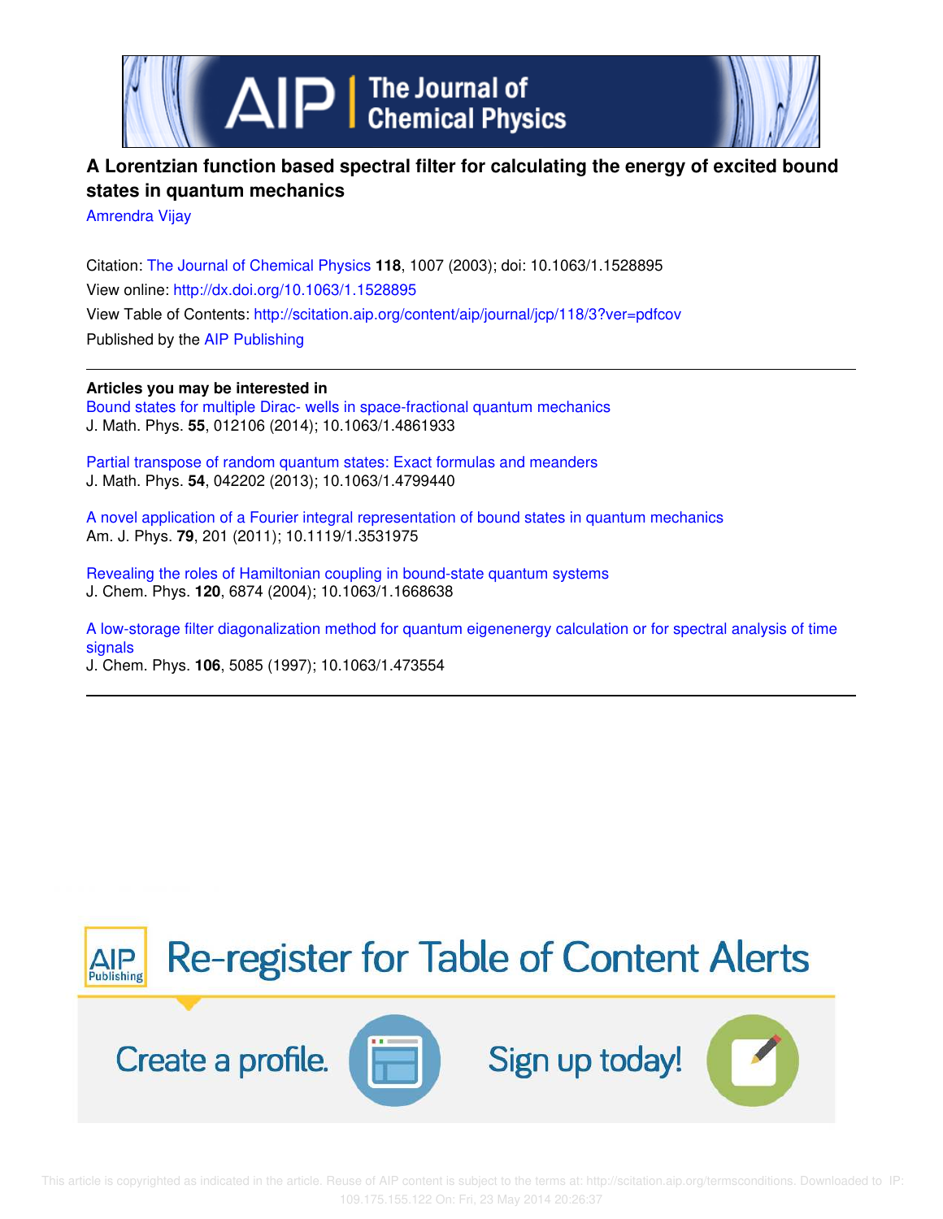# A Lorentzian function based spectral filter for calculating the energy of excited bound states in quantum mechanics

Amrendra Vijay

Citation: The Journal of Chemical Physics **118**, 1007 (2003); doi: 10.1063/1.1528895

View online: http://dx.doi.org/10.1063/1.1528895

View Table of Contents: http://scitation.aip.org/content/aip/journal/jcp/118/3?ver=pdfcov

Published by the AIP Publishing

---

**Articles you may be interested in**

Bound states for multiple Dirac- wells in space-fractional quantum mechanics
J. Math. Phys. **55**, 012106 (2014); 10.1063/1.4861933

Partial transpose of random quantum states: Exact formulas and meanders
J. Math. Phys. **54**, 042202 (2013); 10.1063/1.4799440

A novel application of a Fourier integral representation of bound states in quantum mechanics
Am. J. Phys. **79**, 201 (2011); 10.1119/1.3531975

Revealing the roles of Hamiltonian coupling in bound-state quantum systems
J. Chem. Phys. **120**, 6874 (2004); 10.1063/1.1668638

A low-storage filter diagonalization method for quantum eigenenergy calculation or for spectral analysis of time signals
J. Chem. Phys. **106**, 5085 (1997); 10.1063/1.473554

---

Re-register for Table of Content Alerts

Create a profile. Sign up today!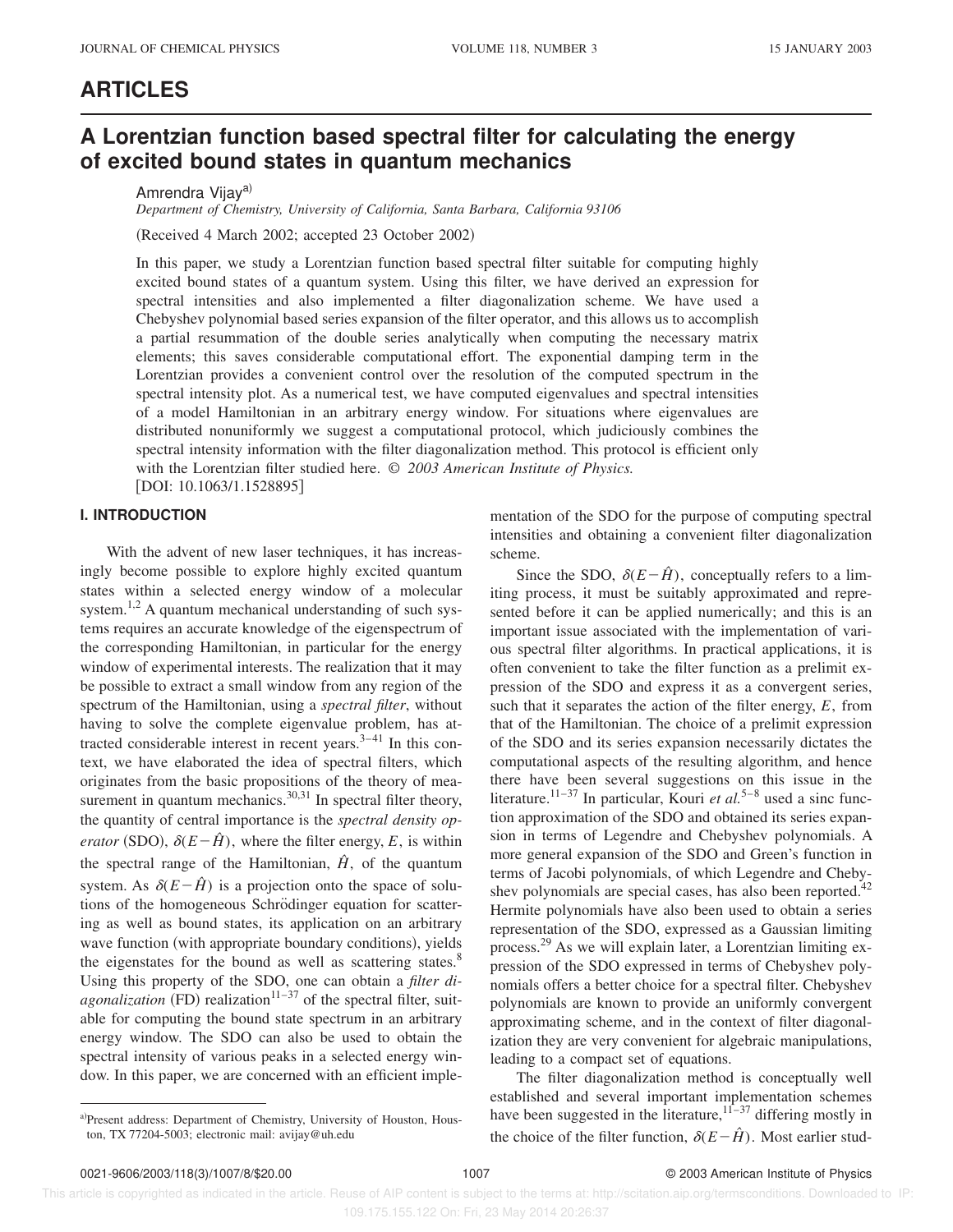## ARTICLES

# A Lorentzian function based spectral filter for calculating the energy of excited bound states in quantum mechanics

Amrendra Vijay[a]

*Department of Chemistry, University of California, Santa Barbara, California 93106*

(Received 4 March 2002; accepted 23 October 2002)

In this paper, we study a Lorentzian function based spectral filter suitable for computing highly excited bound states of a quantum system. Using this filter, we have derived an expression for spectral intensities and also implemented a filter diagonalization scheme. We have used a Chebyshev polynomial based series expansion of the filter operator, and this allows us to accomplish a partial resummation of the double series analytically when computing the necessary matrix elements; this saves considerable computational effort. The exponential damping term in the Lorentzian provides a convenient control over the resolution of the computed spectrum in the spectral intensity plot. As a numerical test, we have computed eigenvalues and spectral intensities of a model Hamiltonian in an arbitrary energy window. For situations where eigenvalues are distributed nonuniformly we suggest a computational protocol, which judiciously combines the spectral intensity information with the filter diagonalization method. This protocol is efficient only with the Lorentzian filter studied here. © *2003 American Institute of Physics.* [DOI: 10.1063/1.1528895]

## I. INTRODUCTION

With the advent of new laser techniques, it has increasingly become possible to explore highly excited quantum states within a selected energy window of a molecular system.[1,2] A quantum mechanical understanding of such systems requires an accurate knowledge of the eigenspectrum of the corresponding Hamiltonian, in particular for the energy window of experimental interests. The realization that it may be possible to extract a small window from any region of the spectrum of the Hamiltonian, using a *spectral filter*, without having to solve the complete eigenvalue problem, has attracted considerable interest in recent years.[3–41] In this context, we have elaborated the idea of spectral filters, which originates from the basic propositions of the theory of measurement in quantum mechanics.[30,31] In spectral filter theory, the quantity of central importance is the *spectral density operator* (SDO), $\delta(E-\hat{H})$, where the filter energy, $E$, is within the spectral range of the Hamiltonian, $\hat{H}$, of the quantum system. As $\delta(E-\hat{H})$ is a projection onto the space of solutions of the homogeneous Schrödinger equation for scattering as well as bound states, its application on an arbitrary wave function (with appropriate boundary conditions), yields the eigenstates for the bound as well as scattering states.[8] Using this property of the SDO, one can obtain a *filter diagonalization* (FD) realization[11–37] of the spectral filter, suitable for computing the bound state spectrum in an arbitrary energy window. The SDO can also be used to obtain the spectral intensity of various peaks in a selected energy window. In this paper, we are concerned with an efficient implementation of the SDO for the purpose of computing spectral intensities and obtaining a convenient filter diagonalization scheme.

Since the SDO, $\delta(E-\hat{H})$, conceptually refers to a limiting process, it must be suitably approximated and represented before it can be applied numerically; and this is an important issue associated with the implementation of various spectral filter algorithms. In practical applications, it is often convenient to take the filter function as a prelimit expression of the SDO and express it as a convergent series, such that it separates the action of the filter energy, $E$, from that of the Hamiltonian. The choice of a prelimit expression of the SDO and its series expansion necessarily dictates the computational aspects of the resulting algorithm, and hence there have been several suggestions on this issue in the literature.[11–37] In particular, Kouri *et al.*[5–8] used a sinc function approximation of the SDO and obtained its series expansion in terms of Legendre and Chebyshev polynomials. A more general expansion of the SDO and Green's function in terms of Jacobi polynomials, of which Legendre and Chebyshev polynomials are special cases, has also been reported.[42] Hermite polynomials have also been used to obtain a series representation of the SDO, expressed as a Gaussian limiting process.[29] As we will explain later, a Lorentzian limiting expression of the SDO expressed in terms of Chebyshev polynomials offers a better choice for a spectral filter. Chebyshev polynomials are known to provide an uniformly convergent approximating scheme, and in the context of filter diagonalization they are very convenient for algebraic manipulations, leading to a compact set of equations.

The filter diagonalization method is conceptually well established and several important implementation schemes have been suggested in the literature,[11–37] differing mostly in the choice of the filter function, $\delta(E-\hat{H})$. Most earlier stud-

[a]Present address: Department of Chemistry, University of Houston, Houston, TX 77204-5003; electronic mail: avijay@uh.edu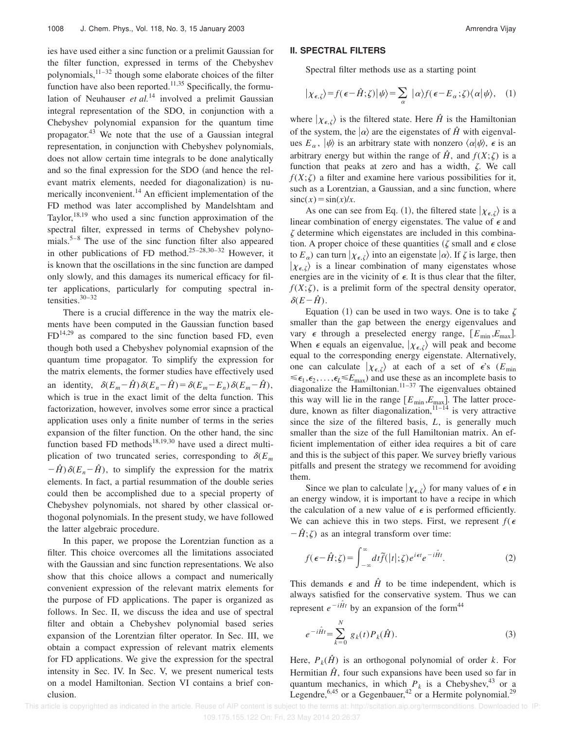ies have used either a sinc function or a prelimit Gaussian for the filter function, expressed in terms of the Chebyshev polynomials,[11–32] though some elaborate choices of the filter function have also been reported.[11,35] Specifically, the formulation of Neuhauser *et al.*[14] involved a prelimit Gaussian integral representation of the SDO, in conjunction with a Chebyshev polynomial expansion for the quantum time propagator.[43] We note that the use of a Gaussian integral representation, in conjunction with Chebyshev polynomials, does not allow certain time integrals to be done analytically and so the final expression for the SDO (and hence the relevant matrix elements, needed for diagonalization) is numerically inconvenient.[14] An efficient implementation of the FD method was later accomplished by Mandelshtam and Taylor,[18,19] who used a sinc function approximation of the spectral filter, expressed in terms of Chebyshev polynomials.[5–8] The use of the sinc function filter also appeared in other publications of FD method.[25–28,30–32] However, it is known that the oscillations in the sinc function are damped only slowly, and this damages its numerical efficacy for filter applications, particularly for computing spectral intensities.[30–32]

There is a crucial difference in the way the matrix elements have been computed in the Gaussian function based FD[14,29] as compared to the sinc function based FD, even though both used a Chebyshev polynomial exapnsion of the quantum time propagator. To simplify the expression for the matrix elements, the former studies have effectively used an identity, $\delta(E_m-\hat{H})\delta(E_n-\hat{H})=\delta(E_m-E_n)\delta(E_m-\hat{H})$, which is true in the exact limit of the delta function. This factorization, however, involves some error since a practical application uses only a finite number of terms in the series expansion of the filter function. On the other hand, the sinc function based FD methods[18,19,30] have used a direct multiplication of two truncated series, corresponding to $\delta(E_m-\hat{H})\delta(E_n-\hat{H})$, to simplify the expression for the matrix elements. In fact, a partial resummation of the double series could then be accomplished due to a special property of Chebyshev polynomials, not shared by other classical orthogonal polynomials. In the present study, we have followed the latter algebraic procedure.

In this paper, we propose the Lorentzian function as a filter. This choice overcomes all the limitations associated with the Gaussian and sinc function representations. We also show that this choice allows a compact and numerically convenient expression of the relevant matrix elements for the purpose of FD applications. The paper is organized as follows. In Sec. II, we discuss the idea and use of spectral filter and obtain a Chebyshev polynomial based series expansion of the Lorentzian filter operator. In Sec. III, we obtain a compact expression of relevant matrix elements for FD applications. We give the expression for the spectral intensity in Sec. IV. In Sec. V, we present numerical tests on a model Hamiltonian. Section VI contains a brief conclusion.

## II. SPECTRAL FILTERS

Spectral filter methods use as a starting point

$$|\chi_{\epsilon,\zeta}\rangle=f(\epsilon-\hat{H};\zeta)|\psi\rangle=\sum_{\alpha}|\alpha\rangle f(\epsilon-E_{\alpha};\zeta)\langle\alpha|\psi\rangle, \quad (1)$$

where $|\chi_{\epsilon,\zeta}\rangle$ is the filtered state. Here $\hat{H}$ is the Hamiltonian of the system, the $|\alpha\rangle$ are the eigenstates of $\hat{H}$ with eigenvalues $E_\alpha$, $|\psi\rangle$ is an arbitrary state with nonzero $\langle\alpha|\psi\rangle$, $\epsilon$ is an arbitrary energy but within the range of $\hat{H}$, and $f(X;\zeta)$ is a function that peaks at zero and has a width, $\zeta$. We call $f(X;\zeta)$ a filter and examine here various possibilities for it, such as a Lorentzian, a Gaussian, and a sinc function, where $\mathrm{sinc}(x)=\sin(x)/x$.

As one can see from Eq. (1), the filtered state $|\chi_{\epsilon,\zeta}\rangle$ is a linear combination of energy eigenstates. The value of $\epsilon$ and $\zeta$ determine which eigenstates are included in this combination. A proper choice of these quantities ($\zeta$ small and $\epsilon$ close to $E_\alpha$) can turn $|\chi_{\epsilon,\zeta}\rangle$ into an eigenstate $|\alpha\rangle$. If $\zeta$ is large, then $|\chi_{\epsilon,\zeta}\rangle$ is a linear combination of many eigenstates whose energies are in the vicinity of $\epsilon$. It is thus clear that the filter, $f(X;\zeta)$, is a prelimit form of the spectral density operator, $\delta(E-\hat{H})$.

Equation (1) can be used in two ways. One is to take $\zeta$ smaller than the gap between the energy eigenvalues and vary $\epsilon$ through a preselected energy range, $[E_{\min},E_{\max}]$. When $\epsilon$ equals an eigenvalue, $|\chi_{\epsilon,\zeta}\rangle$ will peak and become equal to the corresponding energy eigenstate. Alternatively, one can calculate $|\chi_{\epsilon,\zeta}\rangle$ at each of a set of $\epsilon$'s ($E_{\min}\leq\epsilon_1,\epsilon_2,\ldots,\epsilon_L\leq E_{\max}$) and use these as an incomplete basis to diagonalize the Hamiltonian.[11–37] The eigenvalues obtained this way will lie in the range $[E_{\min},E_{\max}]$. The latter procedure, known as filter diagonalization,[11–14] is very attractive since the size of the filtered basis, $L$, is generally much smaller than the size of the full Hamiltonian matrix. An efficient implementation of either idea requires a bit of care and this is the subject of this paper. We survey briefly various pitfalls and present the strategy we recommend for avoiding them.

Since we plan to calculate $|\chi_{\epsilon,\zeta}\rangle$ for many values of $\epsilon$ in an energy window, it is important to have a recipe in which the calculation of a new value of $\epsilon$ is performed efficiently. We can achieve this in two steps. First, we represent $f(\epsilon-\hat{H};\zeta)$ as an integral transform over time:

$$f(\epsilon-\hat{H};\zeta)=\int_{-\infty}^{\infty}dt\,\tilde{f}(|t|;\zeta)e^{i\epsilon t}e^{-i\hat{H}t}. \quad (2)$$

This demands $\epsilon$ and $\hat{H}$ to be time independent, which is always satisfied for the conservative system. Thus we can represent $e^{-i\hat{H}t}$ by an expansion of the form[44]

$$e^{-i\hat{H}t}=\sum_{k=0}^{N}g_k(t)P_k(\hat{H}). \quad (3)$$

Here, $P_k(\hat{H})$ is an orthogonal polynomial of order $k$. For Hermitian $\hat{H}$, four such expansions have been used so far in quantum mechanics, in which $P_k$ is a Chebyshev,[43] or a Legendre,[6,45] or a Gegenbauer,[42] or a Hermite polynomial.[29]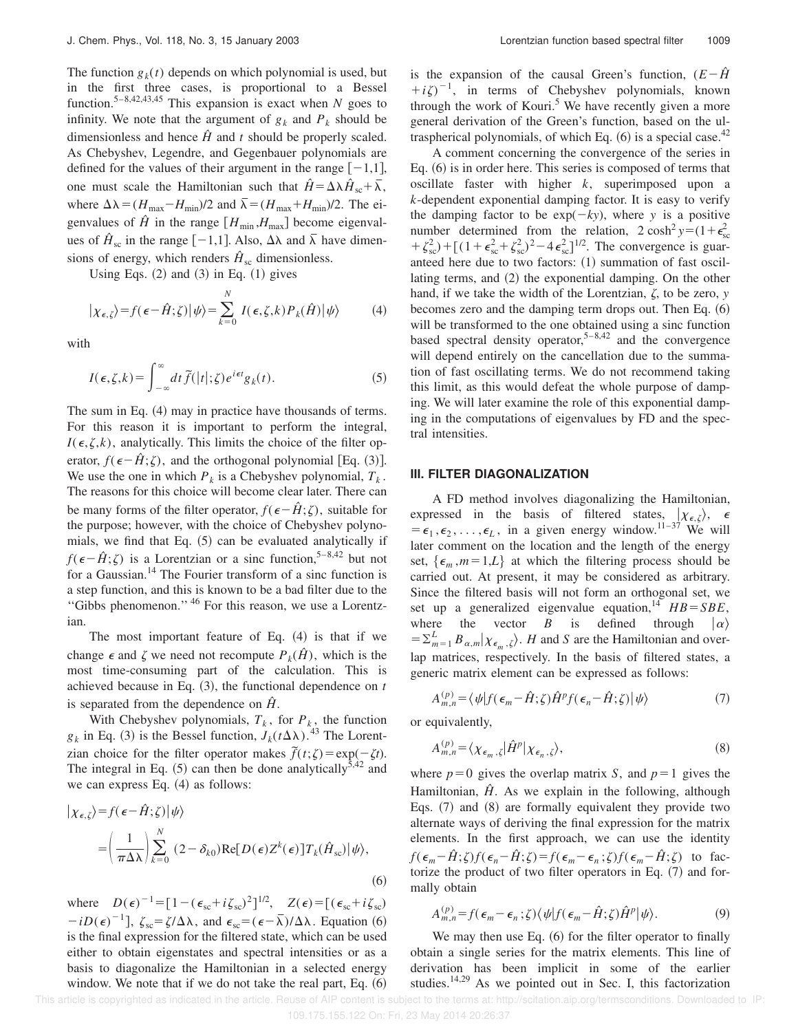The function $g_k(t)$ depends on which polynomial is used, but in the first three cases, is proportional to a Bessel function.[5–8,42,43,45] This expansion is exact when $N$ goes to infinity. We note that the argument of $g_k$ and $P_k$ should be dimensionless and hence $\hat{H}$ and $t$ should be properly scaled. As Chebyshev, Legendre, and Gegenbauer polynomials are defined for the values of their argument in the range $[-1,1]$, one must scale the Hamiltonian such that $\hat{H}=\Delta\lambda\hat{H}_{\rm sc}+\bar{\lambda}$, where $\Delta\lambda=(H_{\rm max}-H_{\rm min})/2$ and $\bar{\lambda}=(H_{\rm max}+H_{\rm min})/2$. The eigenvalues of $\hat{H}$ in the range $[H_{\rm min},H_{\rm max}]$ become eigenvalues of $\hat{H}_{\rm sc}$ in the range $[-1,1]$. Also, $\Delta\lambda$ and $\bar{\lambda}$ have dimensions of energy, which renders $\hat{H}_{\rm sc}$ dimensionless.

Using Eqs. (2) and (3) in Eq. (1) gives

$$|\chi_{\epsilon,\zeta}\rangle=f(\epsilon-\hat{H};\zeta)|\psi\rangle=\sum_{k=0}^{N}I(\epsilon,\zeta,k)P_k(\hat{H})|\psi\rangle \tag{4}$$

with

$$I(\epsilon,\zeta,k)=\int_{-\infty}^{\infty}dt\,\tilde{f}(|t|;\zeta)e^{i\epsilon t}g_k(t). \tag{5}$$

The sum in Eq. (4) may in practice have thousands of terms. For this reason it is important to perform the integral, $I(\epsilon,\zeta,k)$, analytically. This limits the choice of the filter operator, $f(\epsilon-\hat{H};\zeta)$, and the orthogonal polynomial [Eq. (3)]. We use the one in which $P_k$ is a Chebyshev polynomial, $T_k$. The reasons for this choice will become clear later. There can be many forms of the filter operator, $f(\epsilon-\hat{H};\zeta)$, suitable for the purpose; however, with the choice of Chebyshev polynomials, we find that Eq. (5) can be evaluated analytically if $f(\epsilon-\hat{H};\zeta)$ is a Lorentzian or a sinc function,[5–8,42] but not for a Gaussian.[14] The Fourier transform of a sinc function is a step function, and this is known to be a bad filter due to the "Gibbs phenomenon."[46] For this reason, we use a Lorentzian.

The most important feature of Eq. (4) is that if we change $\epsilon$ and $\zeta$ we need not recompute $P_k(\hat{H})$, which is the most time-consuming part of the calculation. This is achieved because in Eq. (3), the functional dependence on $t$ is separated from the dependence on $\hat{H}$.

With Chebyshev polynomials, $T_k$, for $P_k$, the function $g_k$ in Eq. (3) is the Bessel function, $J_k(t\Delta\lambda)$.[43] The Lorentzian choice for the filter operator makes $\tilde{f}(t;\zeta)=\exp(-\zeta t)$. The integral in Eq. (5) can then be done analytically[5,42] and we can express Eq. (4) as follows:

$$\begin{aligned}|\chi_{\epsilon,\zeta}\rangle&=f(\epsilon-\hat{H};\zeta)|\psi\rangle\\&=\left(\frac{1}{\pi\Delta\lambda}\right)\sum_{k=0}^{N}(2-\delta_{k0})\,\mathrm{Re}[D(\epsilon)Z^k(\epsilon)]T_k(\hat{H}_{\rm sc})|\psi\rangle,\end{aligned} \tag{6}$$

where $D(\epsilon)^{-1}=[1-(\epsilon_{\rm sc}+i\zeta_{\rm sc})^2]^{1/2}$, $Z(\epsilon)=[(\epsilon_{\rm sc}+i\zeta_{\rm sc})-iD(\epsilon)^{-1}]$, $\zeta_{\rm sc}=\zeta/\Delta\lambda$, and $\epsilon_{\rm sc}=(\epsilon-\bar{\lambda})/\Delta\lambda$. Equation (6) is the final expression for the filtered state, which can be used either to obtain eigenstates and spectral intensities or as a basis to diagonalize the Hamiltonian in a selected energy window. We note that if we do not take the real part, Eq. (6) is the expansion of the causal Green's function, $(E-\hat{H}+i\zeta)^{-1}$, in terms of Chebyshev polynomials, known through the work of Kouri.[5] We have recently given a more general derivation of the Green's function, based on the ultraspherical polynomials, of which Eq. (6) is a special case.[42]

A comment concerning the convergence of the series in Eq. (6) is in order here. This series is composed of terms that oscillate faster with higher $k$, superimposed upon a $k$-dependent exponential damping factor. It is easy to verify the damping factor to be $\exp(-ky)$, where $y$ is a positive number determined from the relation, $2\cosh^2 y=(1+\epsilon_{\rm sc}^2+\zeta_{\rm sc}^2)+[(1+\epsilon_{\rm sc}^2+\zeta_{\rm sc}^2)^2-4\epsilon_{\rm sc}^2]^{1/2}$. The convergence is guaranteed here due to two factors: (1) summation of fast oscillating terms, and (2) the exponential damping. On the other hand, if we take the width of the Lorentzian, $\zeta$, to be zero, $y$ becomes zero and the damping term drops out. Then Eq. (6) will be transformed to the one obtained using a sinc function based spectral density operator,[5–8,42] and the convergence will depend entirely on the cancellation due to the summation of fast oscillating terms. We do not recommend taking this limit, as this would defeat the whole purpose of damping. We will later examine the role of this exponential damping in the computations of eigenvalues by FD and the spectral intensities.

## III. FILTER DIAGONALIZATION

A FD method involves diagonalizing the Hamiltonian, expressed in the basis of filtered states, $|\chi_{\epsilon,\zeta}\rangle$, $\epsilon=\epsilon_1,\epsilon_2,\ldots,\epsilon_L$, in a given energy window.[11–37] We will later comment on the location and the length of the energy set, $\{\epsilon_m, m=1,L\}$ at which the filtering process should be carried out. At present, it may be considered as arbitrary. Since the filtered basis will not form an orthogonal set, we set up a generalized eigenvalue equation,[14] $HB=SBE$, where the vector $B$ is defined through $|\alpha\rangle=\sum_{m=1}^{L}B_{\alpha,m}|\chi_{\epsilon_m,\zeta}\rangle$. $H$ and $S$ are the Hamiltonian and overlap matrices, respectively. In the basis of filtered states, a generic matrix element can be expressed as follows:

$$A_{m,n}^{(p)}=\langle\psi|f(\epsilon_m-\hat{H};\zeta)\hat{H}^p f(\epsilon_n-\hat{H};\zeta)|\psi\rangle \tag{7}$$

or equivalently,

$$A_{m,n}^{(p)}=\langle\chi_{\epsilon_m,\zeta}|\hat{H}^p|\chi_{\epsilon_n,\zeta}\rangle, \tag{8}$$

where $p=0$ gives the overlap matrix $S$, and $p=1$ gives the Hamiltonian, $\hat{H}$. As we explain in the following, although Eqs. (7) and (8) are formally equivalent they provide two alternate ways of deriving the final expression for the matrix elements. In the first approach, we can use the identity $f(\epsilon_m-\hat{H};\zeta)f(\epsilon_n-\hat{H};\zeta)=f(\epsilon_m-\epsilon_n;\zeta)f(\epsilon_m-\hat{H};\zeta)$ to factorize the product of two filter operators in Eq. (7) and formally obtain

$$A_{m,n}^{(p)}=f(\epsilon_m-\epsilon_n;\zeta)\langle\psi|f(\epsilon_m-\hat{H};\zeta)\hat{H}^p|\psi\rangle. \tag{9}$$

We may then use Eq. (6) for the filter operator to finally obtain a single series for the matrix elements. This line of derivation has been implicit in some of the earlier studies.[14,29] As we pointed out in Sec. I, this factorization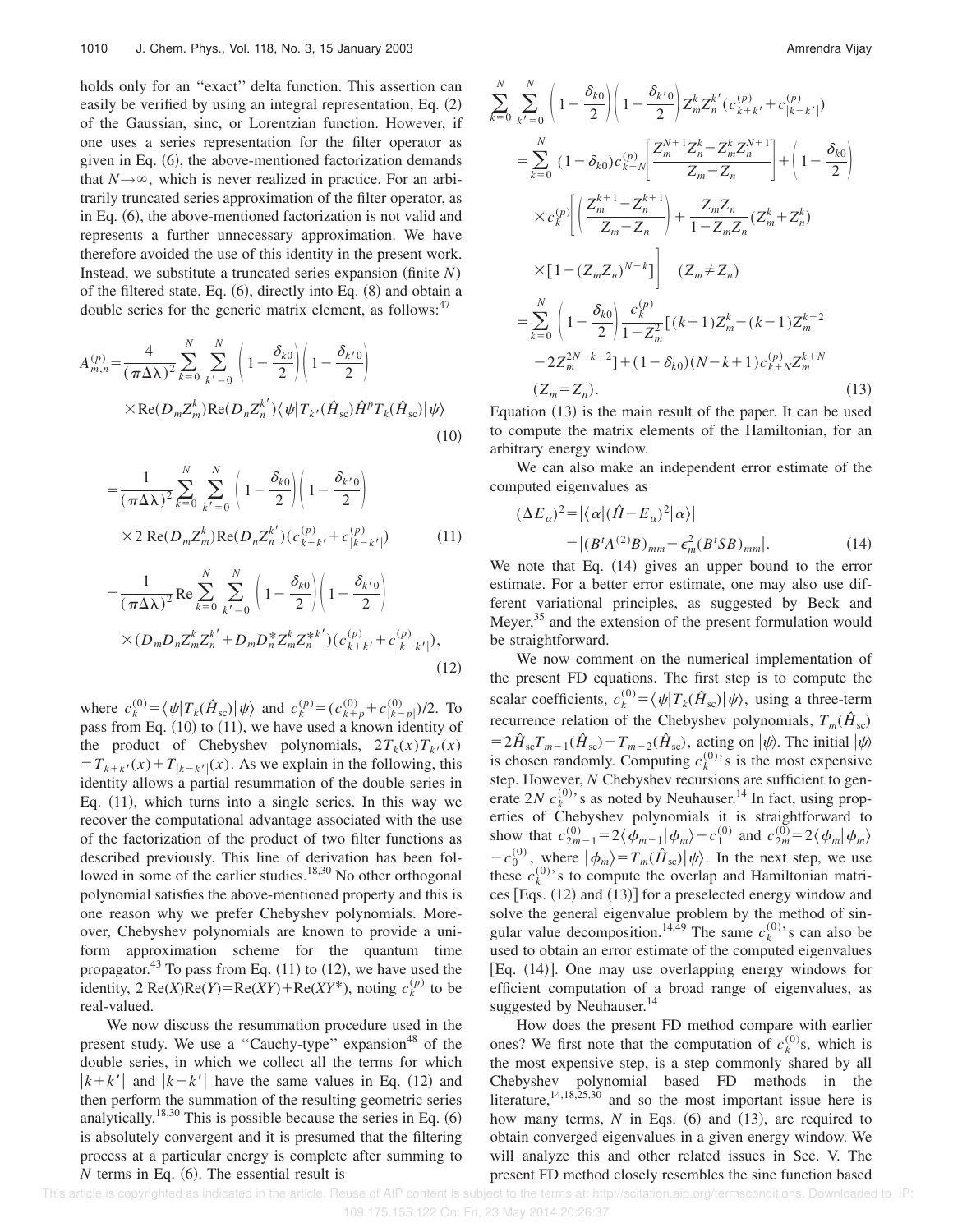holds only for an ''exact'' delta function. This assertion can easily be verified by using an integral representation, Eq. (2) of the Gaussian, sinc, or Lorentzian function. However, if one uses a series representation for the filter operator as given in Eq. (6), the above-mentioned factorization demands that $N \rightarrow \infty$, which is never realized in practice. For an arbitrarily truncated series approximation of the filter operator, as in Eq. (6), the above-mentioned factorization is not valid and represents a further unnecessary approximation. We have therefore avoided the use of this identity in the present work. Instead, we substitute a truncated series expansion (finite $N$) of the filtered state, Eq. (6), directly into Eq. (8) and obtain a double series for the generic matrix element, as follows:[47]

$$A_{m,n}^{(p)} = \frac{4}{(\pi\Delta\lambda)^2} \sum_{k=0}^{N} \sum_{k'=0}^{N} \left(1 - \frac{\delta_{k0}}{2}\right)\left(1 - \frac{\delta_{k'0}}{2}\right) \times \mathrm{Re}(D_m Z_m^k)\mathrm{Re}(D_n Z_n^{k'})\langle\psi|T_{k'}(\hat{H}_{\mathrm{sc}})\hat{H}^p T_k(\hat{H}_{\mathrm{sc}})|\psi\rangle \tag{10}$$

$$= \frac{1}{(\pi\Delta\lambda)^2} \sum_{k=0}^{N} \sum_{k'=0}^{N} \left(1 - \frac{\delta_{k0}}{2}\right)\left(1 - \frac{\delta_{k'0}}{2}\right) \times 2\,\mathrm{Re}(D_m Z_m^k)\mathrm{Re}(D_n Z_n^{k'})(c_{k+k'}^{(p)} + c_{|k-k'|}^{(p)}) \tag{11}$$

$$= \frac{1}{(\pi\Delta\lambda)^2}\mathrm{Re} \sum_{k=0}^{N} \sum_{k'=0}^{N} \left(1 - \frac{\delta_{k0}}{2}\right)\left(1 - \frac{\delta_{k'0}}{2}\right) \times (D_m D_n Z_m^k Z_n^{k'} + D_m D_n^* Z_m^k Z_n^{*k'})(c_{k+k'}^{(p)} + c_{|k-k'|}^{(p)}), \tag{12}$$

where $c_k^{(0)} = \langle\psi|T_k(\hat{H}_{\mathrm{sc}})|\psi\rangle$ and $c_k^{(p)} = (c_{k+p}^{(0)} + c_{|k-p|}^{(0)})/2$. To pass from Eq. (10) to (11), we have used a known identity of the product of Chebyshev polynomials, $2T_k(x)T_{k'}(x) = T_{k+k'}(x) + T_{|k-k'|}(x)$. As we explain in the following, this identity allows a partial resummation of the double series in Eq. (11), which turns into a single series. In this way we recover the computational advantage associated with the use of the factorization of the product of two filter functions as described previously. This line of derivation has been followed in some of the earlier studies.[18,30] No other orthogonal polynomial satisfies the above-mentioned property and this is one reason why we prefer Chebyshev polynomials. Moreover, Chebyshev polynomials are known to provide a uniform approximation scheme for the quantum time propagator.[43] To pass from Eq. (11) to (12), we have used the identity, $2\,\mathrm{Re}(X)\mathrm{Re}(Y) = \mathrm{Re}(XY) + \mathrm{Re}(XY^*)$, noting $c_k^{(p)}$ to be real-valued.

We now discuss the resummation procedure used in the present study. We use a ''Cauchy-type'' expansion[48] of the double series, in which we collect all the terms for which $|k+k'|$ and $|k-k'|$ have the same values in Eq. (12) and then perform the summation of the resulting geometric series analytically.[18,30] This is possible because the series in Eq. (6) is absolutely convergent and it is presumed that the filtering process at a particular energy is complete after summing to $N$ terms in Eq. (6). The essential result is

$$\begin{aligned}
&\sum_{k=0}^{N} \sum_{k'=0}^{N} \left(1 - \frac{\delta_{k0}}{2}\right)\left(1 - \frac{\delta_{k'0}}{2}\right) Z_m^k Z_n^{k'}(c_{k+k'}^{(p)} + c_{|k-k'|}^{(p)}) \\
&= \sum_{k=0}^{N} (1 - \delta_{k0}) c_{k+N}^{(p)} \left[\frac{Z_m^{N+1}Z_n^k - Z_m^k Z_n^{N+1}}{Z_m - Z_n}\right] + \left(1 - \frac{\delta_{k0}}{2}\right) \\
&\quad \times c_k^{(p)} \left[\left(\frac{Z_m^{k+1} - Z_n^{k+1}}{Z_m - Z_n}\right) + \frac{Z_m Z_n}{1 - Z_m Z_n}(Z_m^k + Z_n^k) \right. \\
&\quad \left. \times [1 - (Z_m Z_n)^{N-k}]\right] \quad (Z_m \neq Z_n) \\
&= \sum_{k=0}^{N} \left(1 - \frac{\delta_{k0}}{2}\right) \frac{c_k^{(p)}}{1 - Z_m^2}[(k+1)Z_m^k - (k-1)Z_m^{k+2} \\
&\quad - 2Z_m^{2N-k+2}] + (1 - \delta_{k0})(N - k + 1)c_{k+N}^{(p)} Z_m^{k+N} \\
&\quad (Z_m = Z_n).
\end{aligned} \tag{13}$$

Equation (13) is the main result of the paper. It can be used to compute the matrix elements of the Hamiltonian, for an arbitrary energy window.

We can also make an independent error estimate of the computed eigenvalues as

$$\begin{aligned}
(\Delta E_\alpha)^2 &= |\langle\alpha|(\hat{H} - E_\alpha)^2|\alpha\rangle| \\
&= |(B^t A^{(2)} B)_{mm} - \epsilon_m^2 (B^t S B)_{mm}|.
\end{aligned} \tag{14}$$

We note that Eq. (14) gives an upper bound to the error estimate. For a better error estimate, one may also use different variational principles, as suggested by Beck and Meyer,[35] and the extension of the present formulation would be straightforward.

We now comment on the numerical implementation of the present FD equations. The first step is to compute the scalar coefficients, $c_k^{(0)} = \langle\psi|T_k(\hat{H}_{\mathrm{sc}})|\psi\rangle$, using a three-term recurrence relation of the Chebyshev polynomials, $T_m(\hat{H}_{\mathrm{sc}}) = 2\hat{H}_{\mathrm{sc}}T_{m-1}(\hat{H}_{\mathrm{sc}}) - T_{m-2}(\hat{H}_{\mathrm{sc}})$, acting on $|\psi\rangle$. The initial $|\psi\rangle$ is chosen randomly. Computing $c_k^{(0)}$'s is the most expensive step. However, $N$ Chebyshev recursions are sufficient to generate $2N$ $c_k^{(0)}$'s as noted by Neuhauser.[14] In fact, using properties of Chebyshev polynomials it is straightforward to show that $c_{2m-1}^{(0)} = 2\langle\phi_{m-1}|\phi_m\rangle - c_1^{(0)}$ and $c_{2m}^{(0)} = 2\langle\phi_m|\phi_m\rangle - c_0^{(0)}$, where $|\phi_m\rangle = T_m(\hat{H}_{\mathrm{sc}})|\psi\rangle$. In the next step, we use these $c_k^{(0)}$'s to compute the overlap and Hamiltonian matrices [Eqs. (12) and (13)] for a preselected energy window and solve the general eigenvalue problem by the method of singular value decomposition.[14,49] The same $c_k^{(0)}$'s can also be used to obtain an error estimate of the computed eigenvalues [Eq. (14)]. One may use overlapping energy windows for efficient computation of a broad range of eigenvalues, as suggested by Neuhauser.[14]

How does the present FD method compare with earlier ones? We first note that the computation of $c_k^{(0)}$s, which is the most expensive step, is a step commonly shared by all Chebyshev polynomial based FD methods in the literature,[14,18,25,30] and so the most important issue here is how many terms, $N$ in Eqs. (6) and (13), are required to obtain converged eigenvalues in a given energy window. We will analyze this and other related issues in Sec. V. The present FD method closely resembles the sinc function based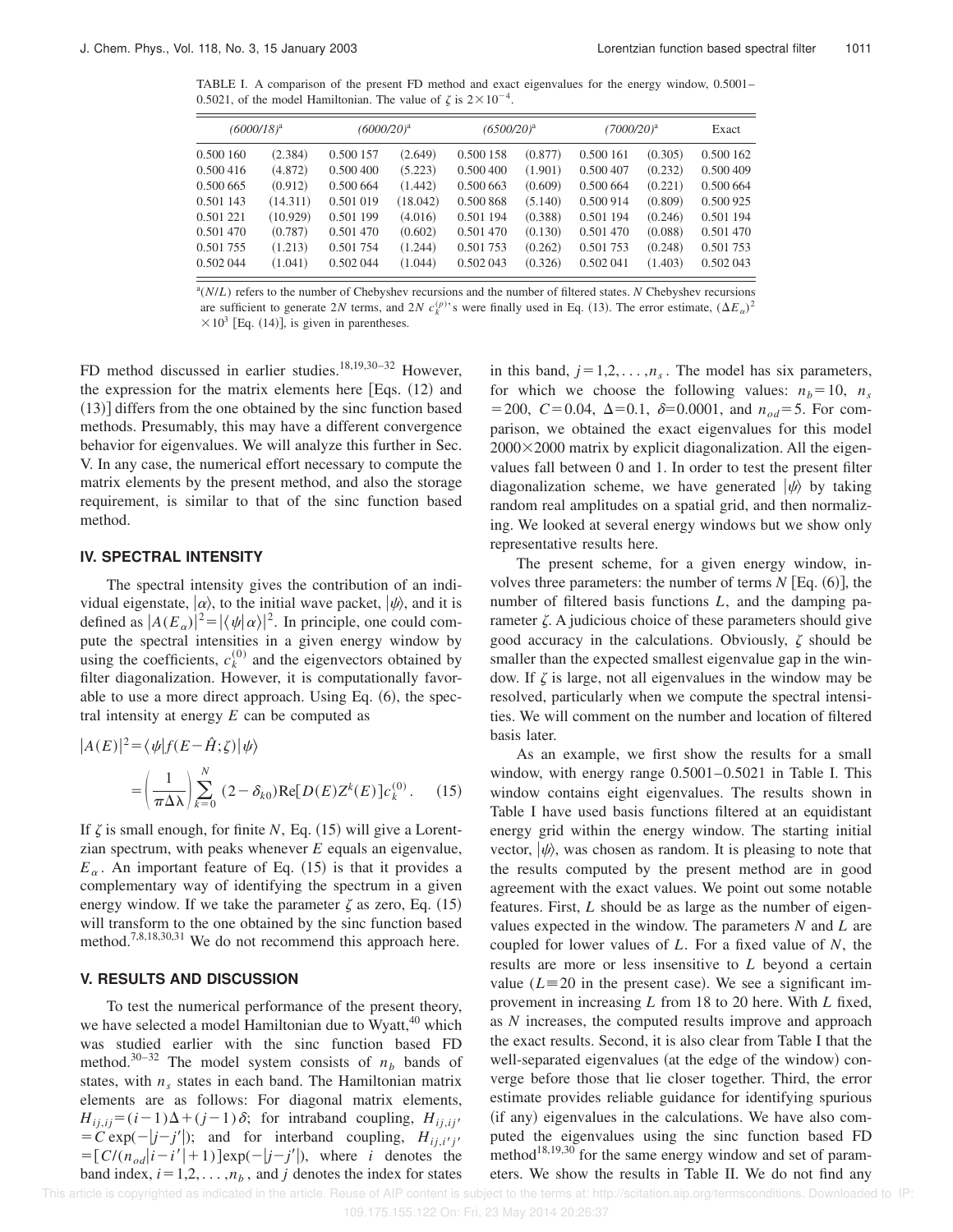TABLE I. A comparison of the present FD method and exact eigenvalues for the energy window, 0.5001–0.5021, of the model Hamiltonian. The value of $\zeta$ is $2\times10^{-4}$.

| *(6000/18)*[a] | | *(6000/20)*[a] | | *(6500/20)*[a] | | *(7000/20)*[a] | | Exact |
|---|---|---|---|---|---|---|---|---|
| 0.500 160 | (2.384) | 0.500 157 | (2.649) | 0.500 158 | (0.877) | 0.500 161 | (0.305) | 0.500 162 |
| 0.500 416 | (4.872) | 0.500 400 | (5.223) | 0.500 400 | (1.901) | 0.500 407 | (0.232) | 0.500 409 |
| 0.500 665 | (0.912) | 0.500 664 | (1.442) | 0.500 663 | (0.609) | 0.500 664 | (0.221) | 0.500 664 |
| 0.501 143 | (14.311) | 0.501 019 | (18.042) | 0.500 868 | (5.140) | 0.500 914 | (0.809) | 0.500 925 |
| 0.501 221 | (10.929) | 0.501 199 | (4.016) | 0.501 194 | (0.388) | 0.501 194 | (0.246) | 0.501 194 |
| 0.501 470 | (0.787) | 0.501 470 | (0.602) | 0.501 470 | (0.130) | 0.501 470 | (0.088) | 0.501 470 |
| 0.501 755 | (1.213) | 0.501 754 | (1.244) | 0.501 753 | (0.262) | 0.501 753 | (0.248) | 0.501 753 |
| 0.502 044 | (1.041) | 0.502 044 | (1.044) | 0.502 043 | (0.326) | 0.502 041 | (1.403) | 0.502 043 |

[a]$(N/L)$ refers to the number of Chebyshev recursions and the number of filtered states. $N$ Chebyshev recursions are sufficient to generate $2N$ terms, and $2N$ $c_k^{(p)}$'s were finally used in Eq. (13). The error estimate, $(\Delta E_\alpha)^2 \times 10^3$ [Eq. (14)], is given in parentheses.

FD method discussed in earlier studies.[18,19,30–32] However, the expression for the matrix elements here [Eqs. (12) and (13)] differs from the one obtained by the sinc function based methods. Presumably, this may have a different convergence behavior for eigenvalues. We will analyze this further in Sec. V. In any case, the numerical effort necessary to compute the matrix elements by the present method, and also the storage requirement, is similar to that of the sinc function based method.

## IV. SPECTRAL INTENSITY

The spectral intensity gives the contribution of an individual eigenstate, $|\alpha\rangle$, to the initial wave packet, $|\psi\rangle$, and it is defined as $|A(E_\alpha)|^2 = |\langle\psi|\alpha\rangle|^2$. In principle, one could compute the spectral intensities in a given energy window by using the coefficients, $c_k^{(0)}$ and the eigenvectors obtained by filter diagonalization. However, it is computationally favorable to use a more direct approach. Using Eq. (6), the spectral intensity at energy $E$ can be computed as

$$|A(E)|^2 = \langle\psi|f(E-\hat{H};\zeta)|\psi\rangle$$

$$= \left(\frac{1}{\pi\Delta\lambda}\right)\sum_{k=0}^{N}(2-\delta_{k0})\mathrm{Re}[D(E)Z^k(E)]c_k^{(0)}. \quad (15)$$

If $\zeta$ is small enough, for finite $N$, Eq. (15) will give a Lorentzian spectrum, with peaks whenever $E$ equals an eigenvalue, $E_\alpha$. An important feature of Eq. (15) is that it provides a complementary way of identifying the spectrum in a given energy window. If we take the parameter $\zeta$ as zero, Eq. (15) will transform to the one obtained by the sinc function based method.[7,8,18,30,31] We do not recommend this approach here.

## V. RESULTS AND DISCUSSION

To test the numerical performance of the present theory, we have selected a model Hamiltonian due to Wyatt,[40] which was studied earlier with the sinc function based FD method.[30–32] The model system consists of $n_b$ bands of states, with $n_s$ states in each band. The Hamiltonian matrix elements are as follows: For diagonal matrix elements, $H_{ij,ij}=(i-1)\Delta+(j-1)\delta$; for intraband coupling, $H_{ij,ij'} = C\exp(-|j-j'|)$; and for interband coupling, $H_{ij,i'j'} = [C/(n_{od}|i-i'|+1)]\exp(-|j-j'|)$, where $i$ denotes the band index, $i=1,2,\dots,n_b$, and $j$ denotes the index for states in this band, $j=1,2,\dots,n_s$. The model has six parameters, for which we choose the following values: $n_b=10$, $n_s=200$, $C=0.04$, $\Delta=0.1$, $\delta=0.0001$, and $n_{od}=5$. For comparison, we obtained the exact eigenvalues for this model $2000\times2000$ matrix by explicit diagonalization. All the eigenvalues fall between 0 and 1. In order to test the present filter diagonalization scheme, we have generated $|\psi\rangle$ by taking random real amplitudes on a spatial grid, and then normalizing. We looked at several energy windows but we show only representative results here.

The present scheme, for a given energy window, involves three parameters: the number of terms $N$ [Eq. (6)], the number of filtered basis functions $L$, and the damping parameter $\zeta$. A judicious choice of these parameters should give good accuracy in the calculations. Obviously, $\zeta$ should be smaller than the expected smallest eigenvalue gap in the window. If $\zeta$ is large, not all eigenvalues in the window may be resolved, particularly when we compute the spectral intensities. We will comment on the number and location of filtered basis later.

As an example, we first show the results for a small window, with energy range 0.5001–0.5021 in Table I. This window contains eight eigenvalues. The results shown in Table I have used basis functions filtered at an equidistant energy grid within the energy window. The starting initial vector, $|\psi\rangle$, was chosen as random. It is pleasing to note that the results computed by the present method are in good agreement with the exact values. We point out some notable features. First, $L$ should be as large as the number of eigenvalues expected in the window. The parameters $N$ and $L$ are coupled for lower values of $L$. For a fixed value of $N$, the results are more or less insensitive to $L$ beyond a certain value ($L\equiv20$ in the present case). We see a significant improvement in increasing $L$ from 18 to 20 here. With $L$ fixed, as $N$ increases, the computed results improve and approach the exact results. Second, it is also clear from Table I that the well-separated eigenvalues (at the edge of the window) converge before those that lie closer together. Third, the error estimate provides reliable guidance for identifying spurious (if any) eigenvalues in the calculations. We have also computed the eigenvalues using the sinc function based FD method[18,19,30] for the same energy window and set of parameters. We show the results in Table II. We do not find any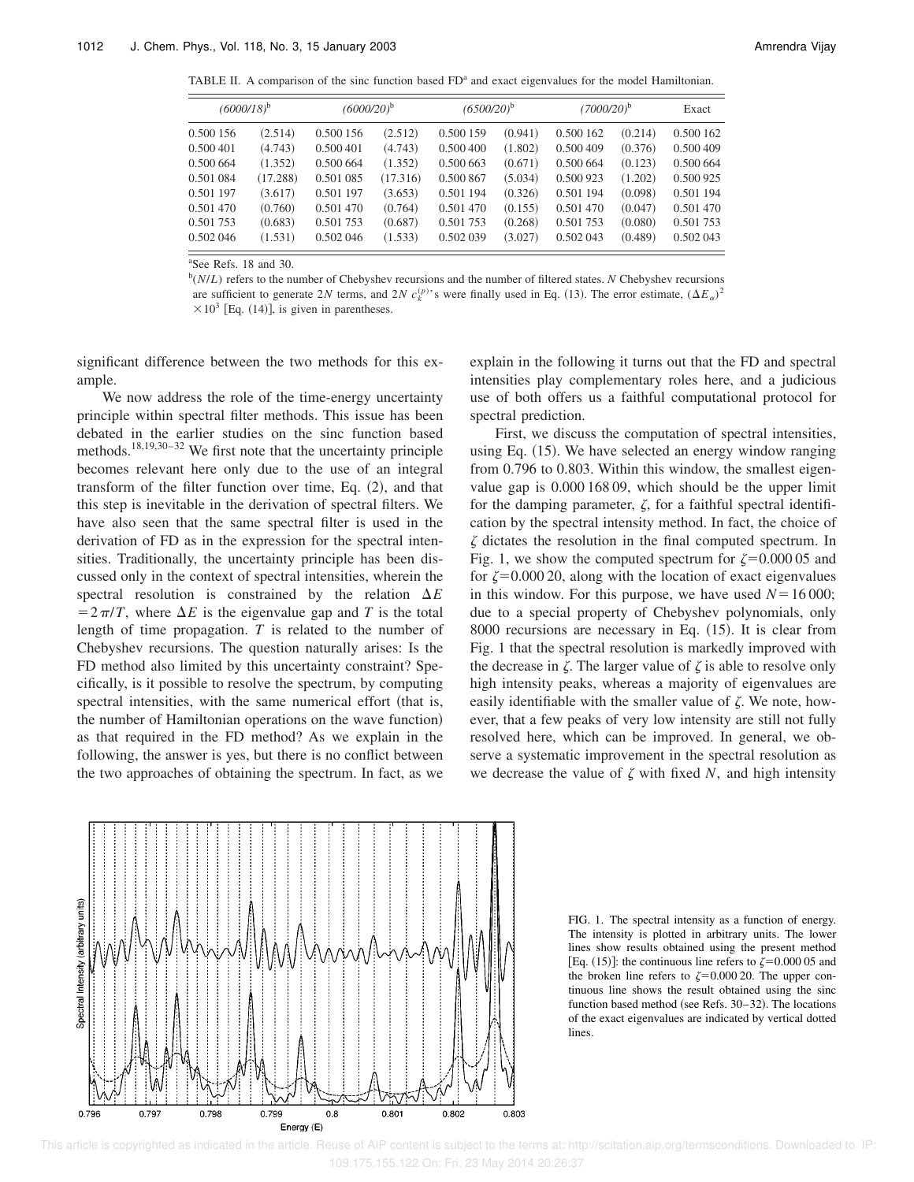TABLE II. A comparison of the sinc function based FD[a] and exact eigenvalues for the model Hamiltonian.

| $(6000/18)$[b] | | $(6000/20)$[b] | | $(6500/20)$[b] | | $(7000/20)$[b] | | Exact |
|---|---|---|---|---|---|---|---|---|
| 0.500 156 | (2.514) | 0.500 156 | (2.512) | 0.500 159 | (0.941) | 0.500 162 | (0.214) | 0.500 162 |
| 0.500 401 | (4.743) | 0.500 401 | (4.743) | 0.500 400 | (1.802) | 0.500 409 | (0.376) | 0.500 409 |
| 0.500 664 | (1.352) | 0.500 664 | (1.352) | 0.500 663 | (0.671) | 0.500 664 | (0.123) | 0.500 664 |
| 0.501 084 | (17.288) | 0.501 085 | (17.316) | 0.500 867 | (5.034) | 0.500 923 | (1.202) | 0.500 925 |
| 0.501 197 | (3.617) | 0.501 197 | (3.653) | 0.501 194 | (0.326) | 0.501 194 | (0.098) | 0.501 194 |
| 0.501 470 | (0.760) | 0.501 470 | (0.764) | 0.501 470 | (0.155) | 0.501 470 | (0.047) | 0.501 470 |
| 0.501 753 | (0.683) | 0.501 753 | (0.687) | 0.501 753 | (0.268) | 0.501 753 | (0.080) | 0.501 753 |
| 0.502 046 | (1.531) | 0.502 046 | (1.533) | 0.502 039 | (3.027) | 0.502 043 | (0.489) | 0.502 043 |

[a]See Refs. 18 and 30.

[b]$(N/L)$ refers to the number of Chebyshev recursions and the number of filtered states. $N$ Chebyshev recursions are sufficient to generate $2N$ terms, and $2N$ $c_k^{(p)}$'s were finally used in Eq. (13). The error estimate, $(\Delta E_\alpha)^2 \times 10^3$ [Eq. (14)], is given in parentheses.

significant difference between the two methods for this example.

We now address the role of the time-energy uncertainty principle within spectral filter methods. This issue has been debated in the earlier studies on the sinc function based methods.[18,19,30–32] We first note that the uncertainty principle becomes relevant here only due to the use of an integral transform of the filter function over time, Eq. (2), and that this step is inevitable in the derivation of spectral filters. We have also seen that the same spectral filter is used in the derivation of FD as in the expression for the spectral intensities. Traditionally, the uncertainty principle has been discussed only in the context of spectral intensities, wherein the spectral resolution is constrained by the relation $\Delta E = 2\pi/T$, where $\Delta E$ is the eigenvalue gap and $T$ is the total length of time propagation. $T$ is related to the number of Chebyshev recursions. The question naturally arises: Is the FD method also limited by this uncertainty constraint? Specifically, is it possible to resolve the spectrum, by computing spectral intensities, with the same numerical effort (that is, the number of Hamiltonian operations on the wave function) as that required in the FD method? As we explain in the following, the answer is yes, but there is no conflict between the two approaches of obtaining the spectrum. In fact, as we explain in the following it turns out that the FD and spectral intensities play complementary roles here, and a judicious use of both offers us a faithful computational protocol for spectral prediction.

First, we discuss the computation of spectral intensities, using Eq. (15). We have selected an energy window ranging from 0.796 to 0.803. Within this window, the smallest eigenvalue gap is 0.000 168 09, which should be the upper limit for the damping parameter, $\zeta$, for a faithful spectral identification by the spectral intensity method. In fact, the choice of $\zeta$ dictates the resolution in the final computed spectrum. In Fig. 1, we show the computed spectrum for $\zeta = 0.000\,05$ and for $\zeta = 0.000\,20$, along with the location of exact eigenvalues in this window. For this purpose, we have used $N = 16\,000$; due to a special property of Chebyshev polynomials, only 8000 recursions are necessary in Eq. (15). It is clear from Fig. 1 that the spectral resolution is markedly improved with the decrease in $\zeta$. The larger value of $\zeta$ is able to resolve only high intensity peaks, whereas a majority of eigenvalues are easily identifiable with the smaller value of $\zeta$. We note, however, that a few peaks of very low intensity are still not fully resolved here, which can be improved. In general, we observe a systematic improvement in the spectral resolution as we decrease the value of $\zeta$ with fixed $N$, and high intensity

FIG. 1. The spectral intensity as a function of energy. The intensity is plotted in arbitrary units. The lower lines show results obtained using the present method [Eq. (15)]: the continuous line refers to $\zeta = 0.000\,05$ and the broken line refers to $\zeta = 0.000\,20$. The upper continuous line shows the result obtained using the sinc function based method (see Refs. 30–32). The locations of the exact eigenvalues are indicated by vertical dotted lines.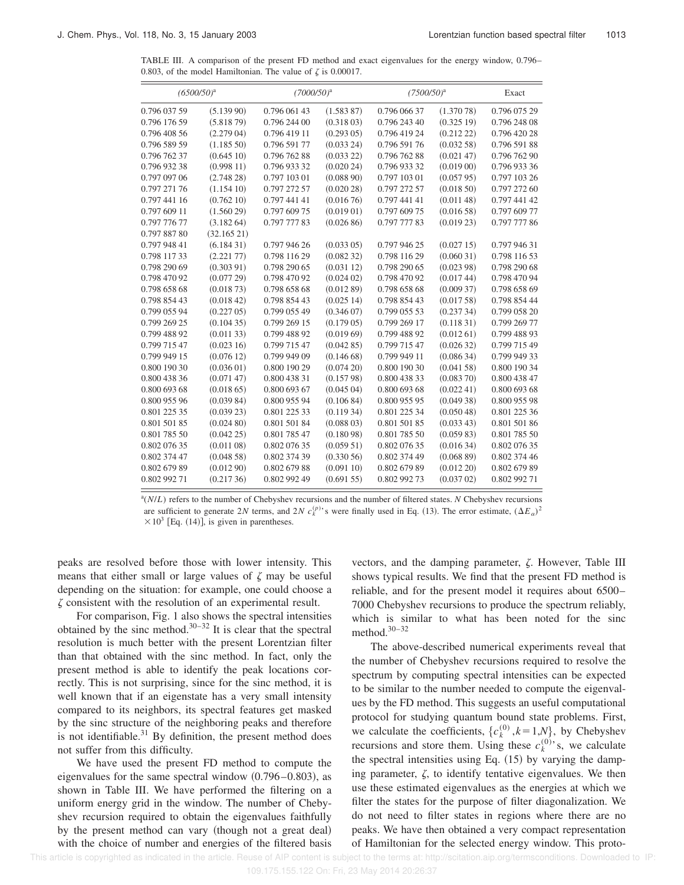TABLE III. A comparison of the present FD method and exact eigenvalues for the energy window, 0.796–0.803, of the model Hamiltonian. The value of $\zeta$ is 0.00017.

| *(6500/50)*[a] | | *(7000/50)*[a] | | *(7500/50)*[a] | | Exact |
|---|---|---|---|---|---|---|
| 0.796 037 59 | (5.139 90) | 0.796 061 43 | (1.583 87) | 0.796 066 37 | (1.370 78) | 0.796 075 29 |
| 0.796 176 59 | (5.818 79) | 0.796 244 00 | (0.318 03) | 0.796 243 40 | (0.325 19) | 0.796 248 08 |
| 0.796 408 56 | (2.279 04) | 0.796 419 11 | (0.293 05) | 0.796 419 24 | (0.212 22) | 0.796 420 28 |
| 0.796 589 59 | (1.185 50) | 0.796 591 77 | (0.033 24) | 0.796 591 76 | (0.032 58) | 0.796 591 88 |
| 0.796 762 37 | (0.645 10) | 0.796 762 88 | (0.033 22) | 0.796 762 88 | (0.021 47) | 0.796 762 90 |
| 0.796 932 38 | (0.998 11) | 0.796 933 32 | (0.020 24) | 0.796 933 32 | (0.019 00) | 0.796 933 36 |
| 0.797 097 06 | (2.748 28) | 0.797 103 01 | (0.088 90) | 0.797 103 01 | (0.057 95) | 0.797 103 26 |
| 0.797 271 76 | (1.154 10) | 0.797 272 57 | (0.020 28) | 0.797 272 57 | (0.018 50) | 0.797 272 60 |
| 0.797 441 16 | (0.762 10) | 0.797 441 41 | (0.016 76) | 0.797 441 41 | (0.011 48) | 0.797 441 42 |
| 0.797 609 11 | (1.560 29) | 0.797 609 75 | (0.019 01) | 0.797 609 75 | (0.016 58) | 0.797 609 77 |
| 0.797 776 77 | (3.182 64) | 0.797 777 83 | (0.026 86) | 0.797 777 83 | (0.019 23) | 0.797 777 86 |
| 0.797 887 80 | (32.165 21) | | | | | |
| 0.797 948 41 | (6.184 31) | 0.797 946 26 | (0.033 05) | 0.797 946 25 | (0.027 15) | 0.797 946 31 |
| 0.798 117 33 | (2.221 77) | 0.798 116 29 | (0.082 32) | 0.798 116 29 | (0.060 31) | 0.798 116 53 |
| 0.798 290 69 | (0.303 91) | 0.798 290 65 | (0.031 12) | 0.798 290 65 | (0.023 98) | 0.798 290 68 |
| 0.798 470 92 | (0.077 29) | 0.798 470 92 | (0.024 02) | 0.798 470 92 | (0.017 44) | 0.798 470 94 |
| 0.798 658 68 | (0.018 73) | 0.798 658 68 | (0.012 89) | 0.798 658 68 | (0.009 37) | 0.798 658 69 |
| 0.798 854 43 | (0.018 42) | 0.798 854 43 | (0.025 14) | 0.798 854 43 | (0.017 58) | 0.798 854 44 |
| 0.799 055 94 | (0.227 05) | 0.799 055 49 | (0.346 07) | 0.799 055 53 | (0.237 34) | 0.799 058 20 |
| 0.799 269 25 | (0.104 35) | 0.799 269 15 | (0.179 05) | 0.799 269 17 | (0.118 31) | 0.799 269 77 |
| 0.799 488 92 | (0.011 33) | 0.799 488 92 | (0.019 69) | 0.799 488 92 | (0.012 61) | 0.799 488 93 |
| 0.799 715 47 | (0.023 16) | 0.799 715 47 | (0.042 85) | 0.799 715 47 | (0.026 32) | 0.799 715 49 |
| 0.799 949 15 | (0.076 12) | 0.799 949 09 | (0.146 68) | 0.799 949 11 | (0.086 34) | 0.799 949 33 |
| 0.800 190 30 | (0.036 01) | 0.800 190 29 | (0.074 20) | 0.800 190 30 | (0.041 58) | 0.800 190 34 |
| 0.800 438 36 | (0.071 47) | 0.800 438 31 | (0.157 98) | 0.800 438 33 | (0.083 70) | 0.800 438 47 |
| 0.800 693 68 | (0.018 65) | 0.800 693 67 | (0.045 04) | 0.800 693 68 | (0.022 41) | 0.800 693 68 |
| 0.800 955 96 | (0.039 84) | 0.800 955 94 | (0.106 84) | 0.800 955 95 | (0.049 38) | 0.800 955 98 |
| 0.801 225 35 | (0.039 23) | 0.801 225 33 | (0.119 34) | 0.801 225 34 | (0.050 48) | 0.801 225 36 |
| 0.801 501 85 | (0.024 80) | 0.801 501 84 | (0.088 03) | 0.801 501 85 | (0.033 43) | 0.801 501 86 |
| 0.801 785 50 | (0.042 25) | 0.801 785 47 | (0.180 98) | 0.801 785 50 | (0.059 83) | 0.801 785 50 |
| 0.802 076 35 | (0.011 08) | 0.802 076 35 | (0.059 51) | 0.802 076 35 | (0.016 34) | 0.802 076 35 |
| 0.802 374 47 | (0.048 58) | 0.802 374 39 | (0.330 56) | 0.802 374 49 | (0.068 89) | 0.802 374 46 |
| 0.802 679 89 | (0.012 90) | 0.802 679 88 | (0.091 10) | 0.802 679 89 | (0.012 20) | 0.802 679 89 |
| 0.802 992 71 | (0.217 36) | 0.802 992 49 | (0.691 55) | 0.802 992 73 | (0.037 02) | 0.802 992 71 |

[a]$(N/L)$ refers to the number of Chebyshev recursions and the number of filtered states. $N$ Chebyshev recursions are sufficient to generate $2N$ terms, and $2N$ $c_k^{(p)}$'s were finally used in Eq. (13). The error estimate, $(\Delta E_\alpha)^2 \times 10^3$ [Eq. (14)], is given in parentheses.

peaks are resolved before those with lower intensity. This means that either small or large values of $\zeta$ may be useful depending on the situation: for example, one could choose a $\zeta$ consistent with the resolution of an experimental result.

For comparison, Fig. 1 also shows the spectral intensities obtained by the sinc method.[30–32] It is clear that the spectral resolution is much better with the present Lorentzian filter than that obtained with the sinc method. In fact, only the present method is able to identify the peak locations correctly. This is not surprising, since for the sinc method, it is well known that if an eigenstate has a very small intensity compared to its neighbors, its spectral features get masked by the sinc structure of the neighboring peaks and therefore is not identifiable.[31] By definition, the present method does not suffer from this difficulty.

We have used the present FD method to compute the eigenvalues for the same spectral window (0.796–0.803), as shown in Table III. We have performed the filtering on a uniform energy grid in the window. The number of Chebyshev recursion required to obtain the eigenvalues faithfully by the present method can vary (though not a great deal) with the choice of number and energies of the filtered basis vectors, and the damping parameter, $\zeta$. However, Table III shows typical results. We find that the present FD method is reliable, and for the present model it requires about 6500–7000 Chebyshev recursions to produce the spectrum reliably, which is similar to what has been noted for the sinc method.[30–32]

The above-described numerical experiments reveal that the number of Chebyshev recursions required to resolve the spectrum by computing spectral intensities can be expected to be similar to the number needed to compute the eigenvalues by the FD method. This suggests an useful computational protocol for studying quantum bound state problems. First, we calculate the coefficients, $\{c_k^{(0)}, k=1,N\}$, by Chebyshev recursions and store them. Using these $c_k^{(0)}$'s, we calculate the spectral intensities using Eq. (15) by varying the damping parameter, $\zeta$, to identify tentative eigenvalues. We then use these estimated eigenvalues as the energies at which we filter the states for the purpose of filter diagonalization. We do not need to filter states in regions where there are no peaks. We have then obtained a very compact representation of Hamiltonian for the selected energy window. This proto-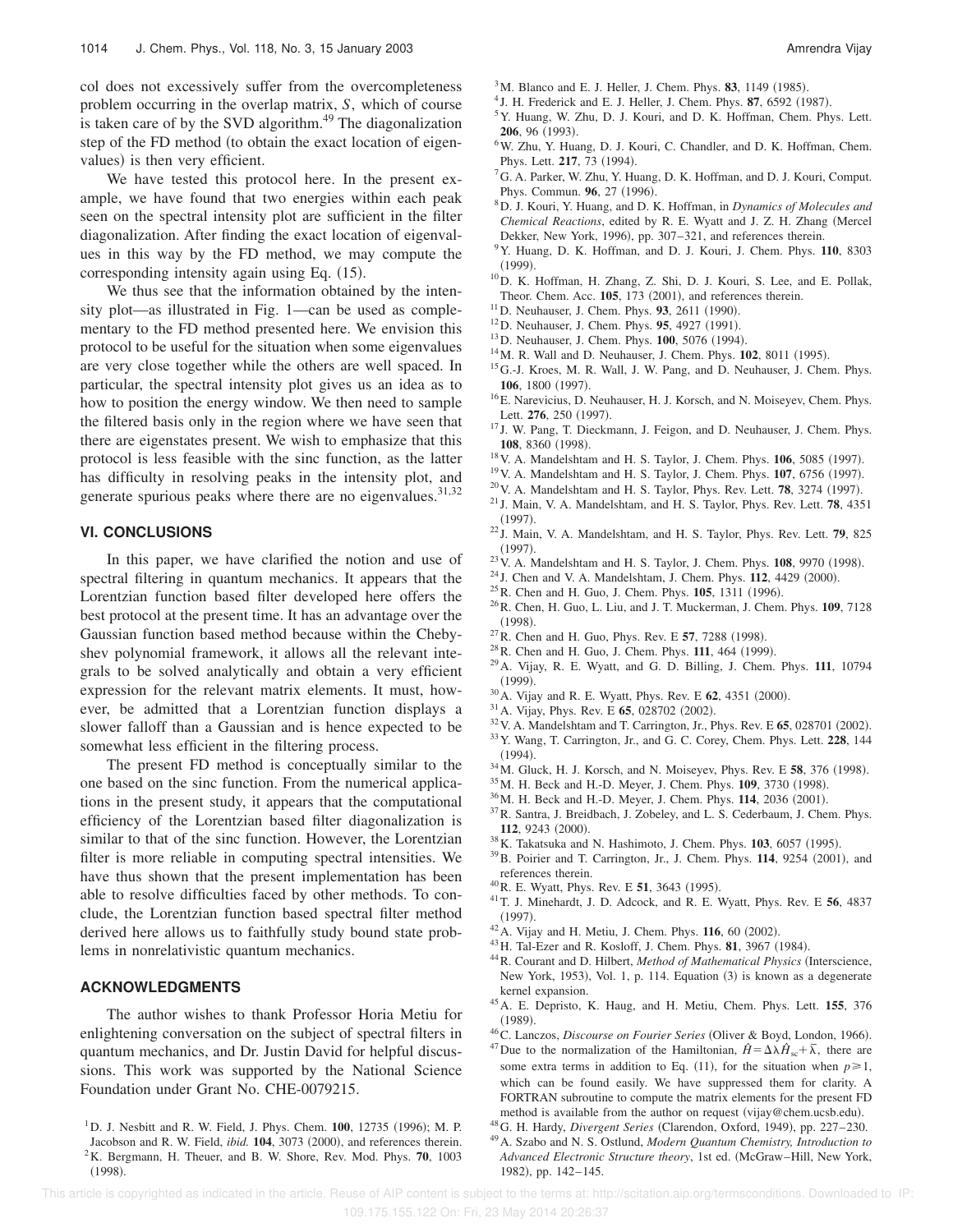col does not excessively suffer from the overcompleteness problem occurring in the overlap matrix, $S$, which of course is taken care of by the SVD algorithm.[49] The diagonalization step of the FD method (to obtain the exact location of eigenvalues) is then very efficient.

We have tested this protocol here. In the present example, we have found that two energies within each peak seen on the spectral intensity plot are sufficient in the filter diagonalization. After finding the exact location of eigenvalues in this way by the FD method, we may compute the corresponding intensity again using Eq. (15).

We thus see that the information obtained by the intensity plot—as illustrated in Fig. 1—can be used as complementary to the FD method presented here. We envision this protocol to be useful for the situation when some eigenvalues are very close together while the others are well spaced. In particular, the spectral intensity plot gives us an idea as to how to position the energy window. We then need to sample the filtered basis only in the region where we have seen that there are eigenstates present. We wish to emphasize that this protocol is less feasible with the sinc function, as the latter has difficulty in resolving peaks in the intensity plot, and generate spurious peaks where there are no eigenvalues.[31,32]

## VI. CONCLUSIONS

In this paper, we have clarified the notion and use of spectral filtering in quantum mechanics. It appears that the Lorentzian function based filter developed here offers the best protocol at the present time. It has an advantage over the Gaussian function based method because within the Chebyshev polynomial framework, it allows all the relevant integrals to be solved analytically and obtain a very efficient expression for the relevant matrix elements. It must, however, be admitted that a Lorentzian function displays a slower falloff than a Gaussian and is hence expected to be somewhat less efficient in the filtering process.

The present FD method is conceptually similar to the one based on the sinc function. From the numerical applications in the present study, it appears that the computational efficiency of the Lorentzian based filter diagonalization is similar to that of the sinc function. However, the Lorentzian filter is more reliable in computing spectral intensities. We have thus shown that the present implementation has been able to resolve difficulties faced by other methods. To conclude, the Lorentzian function based spectral filter method derived here allows us to faithfully study bound state problems in nonrelativistic quantum mechanics.

## ACKNOWLEDGMENTS

The author wishes to thank Professor Horia Metiu for enlightening conversation on the subject of spectral filters in quantum mechanics, and Dr. Justin David for helpful discussions. This work was supported by the National Science Foundation under Grant No. CHE-0079215.

[1] D. J. Nesbitt and R. W. Field, J. Phys. Chem. **100**, 12735 (1996); M. P. Jacobson and R. W. Field, *ibid.* **104**, 3073 (2000), and references therein.
[2] K. Bergmann, H. Theuer, and B. W. Shore, Rev. Mod. Phys. **70**, 1003 (1998).
[3] M. Blanco and E. J. Heller, J. Chem. Phys. **83**, 1149 (1985).
[4] J. H. Frederick and E. J. Heller, J. Chem. Phys. **87**, 6592 (1987).
[5] Y. Huang, W. Zhu, D. J. Kouri, and D. K. Hoffman, Chem. Phys. Lett. **206**, 96 (1993).
[6] W. Zhu, Y. Huang, D. J. Kouri, C. Chandler, and D. K. Hoffman, Chem. Phys. Lett. **217**, 73 (1994).
[7] G. A. Parker, W. Zhu, Y. Huang, D. K. Hoffman, and D. J. Kouri, Comput. Phys. Commun. **96**, 27 (1996).
[8] D. J. Kouri, Y. Huang, and D. K. Hoffman, in *Dynamics of Molecules and Chemical Reactions*, edited by R. E. Wyatt and J. Z. H. Zhang (Mercel Dekker, New York, 1996), pp. 307–321, and references therein.
[9] Y. Huang, D. K. Hoffman, and D. J. Kouri, J. Chem. Phys. **110**, 8303 (1999).
[10] D. K. Hoffman, H. Zhang, Z. Shi, D. J. Kouri, S. Lee, and E. Pollak, Theor. Chem. Acc. **105**, 173 (2001), and references therein.
[11] D. Neuhauser, J. Chem. Phys. **93**, 2611 (1990).
[12] D. Neuhauser, J. Chem. Phys. **95**, 4927 (1991).
[13] D. Neuhauser, J. Chem. Phys. **100**, 5076 (1994).
[14] M. R. Wall and D. Neuhauser, J. Chem. Phys. **102**, 8011 (1995).
[15] G.-J. Kroes, M. R. Wall, J. W. Pang, and D. Neuhauser, J. Chem. Phys. **106**, 1800 (1997).
[16] E. Narevicius, D. Neuhauser, H. J. Korsch, and N. Moiseyev, Chem. Phys. Lett. **276**, 250 (1997).
[17] J. W. Pang, T. Dieckmann, J. Feigon, and D. Neuhauser, J. Chem. Phys. **108**, 8360 (1998).
[18] V. A. Mandelshtam and H. S. Taylor, J. Chem. Phys. **106**, 5085 (1997).
[19] V. A. Mandelshtam and H. S. Taylor, J. Chem. Phys. **107**, 6756 (1997).
[20] V. A. Mandelshtam and H. S. Taylor, Phys. Rev. Lett. **78**, 3274 (1997).
[21] J. Main, V. A. Mandelshtam, and H. S. Taylor, Phys. Rev. Lett. **78**, 4351 (1997).
[22] J. Main, V. A. Mandelshtam, and H. S. Taylor, Phys. Rev. Lett. **79**, 825 (1997).
[23] V. A. Mandelshtam and H. S. Taylor, J. Chem. Phys. **108**, 9970 (1998).
[24] J. Chen and V. A. Mandelshtam, J. Chem. Phys. **112**, 4429 (2000).
[25] R. Chen and H. Guo, J. Chem. Phys. **105**, 1311 (1996).
[26] R. Chen, H. Guo, L. Liu, and J. T. Muckerman, J. Chem. Phys. **109**, 7128 (1998).
[27] R. Chen and H. Guo, Phys. Rev. E **57**, 7288 (1998).
[28] R. Chen and H. Guo, J. Chem. Phys. **111**, 464 (1999).
[29] A. Vijay, R. E. Wyatt, and G. D. Billing, J. Chem. Phys. **111**, 10794 (1999).
[30] A. Vijay and R. E. Wyatt, Phys. Rev. E **62**, 4351 (2000).
[31] A. Vijay, Phys. Rev. E **65**, 028702 (2002).
[32] V. A. Mandelshtam and T. Carrington, Jr., Phys. Rev. E **65**, 028701 (2002).
[33] Y. Wang, T. Carrington, Jr., and G. C. Corey, Chem. Phys. Lett. **228**, 144 (1994).
[34] M. Gluck, H. J. Korsch, and N. Moiseyev, Phys. Rev. E **58**, 376 (1998).
[35] M. H. Beck and H.-D. Meyer, J. Chem. Phys. **109**, 3730 (1998).
[36] M. H. Beck and H.-D. Meyer, J. Chem. Phys. **114**, 2036 (2001).
[37] R. Santra, J. Breidbach, J. Zobeley, and L. S. Cederbaum, J. Chem. Phys. **112**, 9243 (2000).
[38] K. Takatsuka and N. Hashimoto, J. Chem. Phys. **103**, 6057 (1995).
[39] B. Poirier and T. Carrington, Jr., J. Chem. Phys. **114**, 9254 (2001), and references therein.
[40] R. E. Wyatt, Phys. Rev. E **51**, 3643 (1995).
[41] T. J. Minehardt, J. D. Adcock, and R. E. Wyatt, Phys. Rev. E **56**, 4837 (1997).
[42] A. Vijay and H. Metiu, J. Chem. Phys. **116**, 60 (2002).
[43] H. Tal-Ezer and R. Kosloff, J. Chem. Phys. **81**, 3967 (1984).
[44] R. Courant and D. Hilbert, *Method of Mathematical Physics* (Interscience, New York, 1953), Vol. 1, p. 114. Equation (3) is known as a degenerate kernel expansion.
[45] A. E. Depristo, K. Haug, and H. Metiu, Chem. Phys. Lett. **155**, 376 (1989).
[46] C. Lanczos, *Discourse on Fourier Series* (Oliver & Boyd, London, 1966).
[47] Due to the normalization of the Hamiltonian, $\hat{H}=\Delta\lambda\hat{H}_{sc}+\bar{\lambda}$, there are some extra terms in addition to Eq. (11), for the situation when $p\geq 1$, which can be found easily. We have suppressed them for clarity. A FORTRAN subroutine to compute the matrix elements for the present FD method is available from the author on request (vijay@chem.ucsb.edu).
[48] G. H. Hardy, *Divergent Series* (Clarendon, Oxford, 1949), pp. 227–230.
[49] A. Szabo and N. S. Ostlund, *Modern Quantum Chemistry, Introduction to Advanced Electronic Structure theory*, 1st ed. (McGraw–Hill, New York, 1982), pp. 142–145.